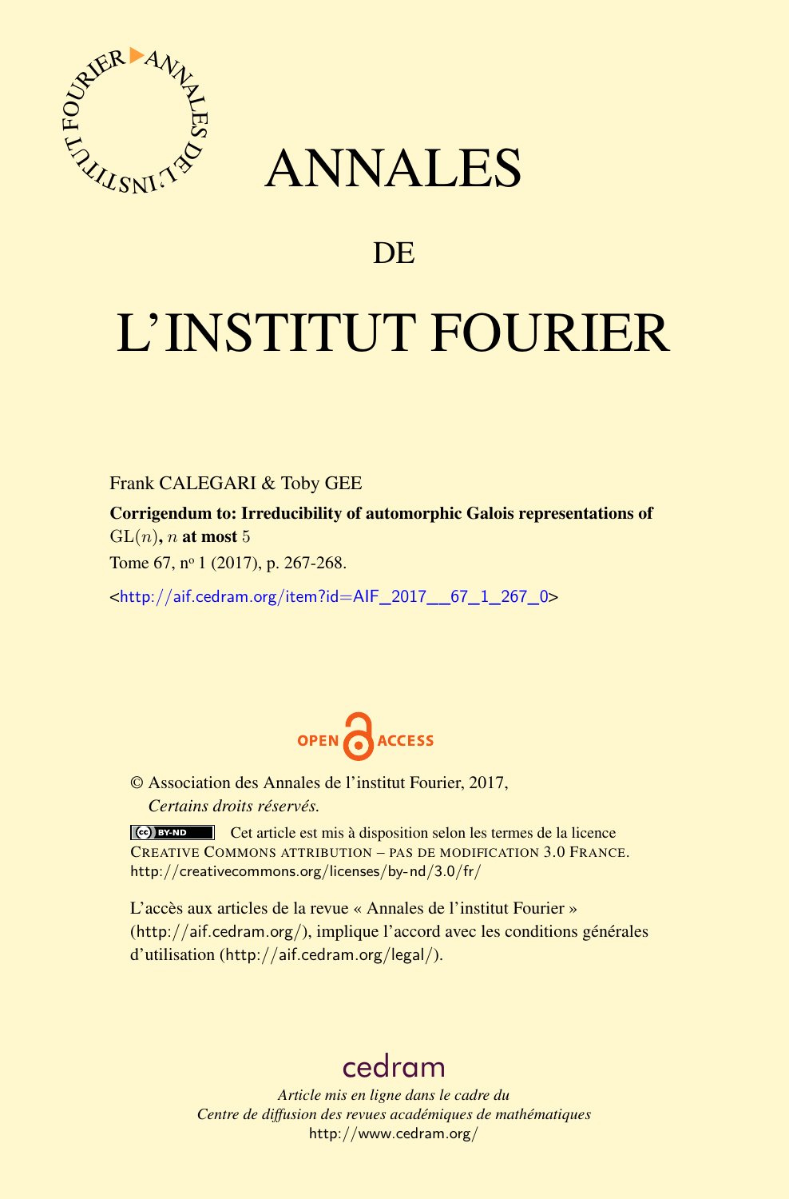# ANNALES

## DE

# L'INSTITUT FOURIER

Frank CALEGARI & Toby GEE

**Corrigendum to: Irreducibility of automorphic Galois representations of** $\mathrm{GL}(n)$**,** $n$ **at most** $5$

Tome 67, n$^{\text{o}}$ 1 (2017), p. 267-268.

<http://aif.cedram.org/item?id=AIF_2017__67_1_267_0>

OPEN ACCESS

© Association des Annales de l'institut Fourier, 2017,
*Certains droits réservés.*

Cet article est mis à disposition selon les termes de la licence CREATIVE COMMONS ATTRIBUTION – PAS DE MODIFICATION 3.0 FRANCE.
http://creativecommons.org/licenses/by-nd/3.0/fr/

L'accès aux articles de la revue « Annales de l'institut Fourier » (http://aif.cedram.org/), implique l'accord avec les conditions générales d'utilisation (http://aif.cedram.org/legal/).

cedram

*Article mis en ligne dans le cadre du*
*Centre de diffusion des revues académiques de mathématiques*
http://www.cedram.org/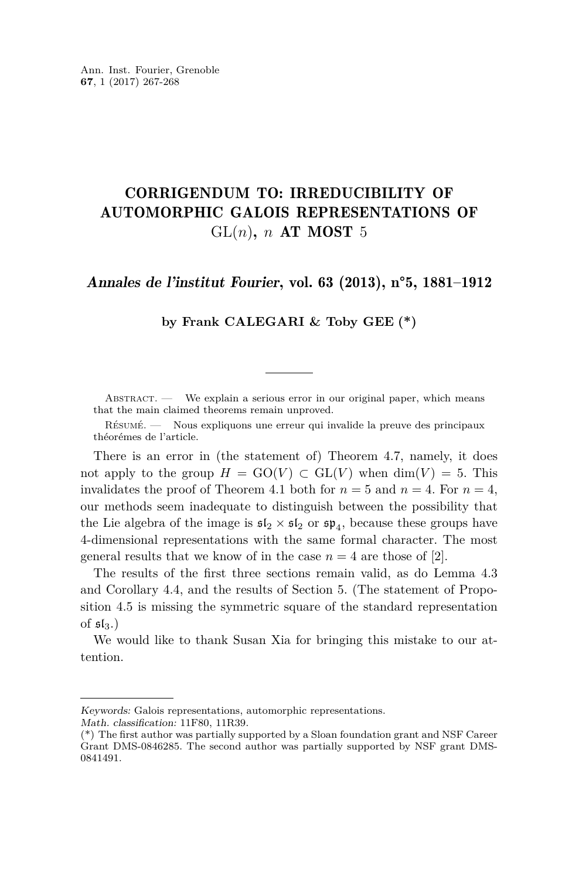# CORRIGENDUM TO: IRREDUCIBILITY OF AUTOMORPHIC GALOIS REPRESENTATIONS OF $\mathrm{GL}(n)$, $n$ AT MOST 5

## *Annales de l'institut Fourier*, vol. 63 (2013), n°5, 1881–1912

**by Frank CALEGARI & Toby GEE (\*)**

Abstract. — We explain a serious error in our original paper, which means that the main claimed theorems remain unproved.

Résumé. — Nous expliquons une erreur qui invalide la preuve des principaux théorémes de l'article.

There is an error in (the statement of) Theorem 4.7, namely, it does not apply to the group $H = \mathrm{GO}(V) \subset \mathrm{GL}(V)$ when $\dim(V) = 5$. This invalidates the proof of Theorem 4.1 both for $n = 5$ and $n = 4$. For $n = 4$, our methods seem inadequate to distinguish between the possibility that the Lie algebra of the image is $\mathfrak{sl}_2 \times \mathfrak{sl}_2$ or $\mathfrak{sp}_4$, because these groups have 4-dimensional representations with the same formal character. The most general results that we know of in the case $n = 4$ are those of [2].

The results of the first three sections remain valid, as do Lemma 4.3 and Corollary 4.4, and the results of Section 5. (The statement of Proposition 4.5 is missing the symmetric square of the standard representation of $\mathfrak{sl}_3$.)

We would like to thank Susan Xia for bringing this mistake to our attention.

---

*Keywords:* Galois representations, automorphic representations.

*Math. classification:* 11F80, 11R39.

(\*) The first author was partially supported by a Sloan foundation grant and NSF Career Grant DMS-0846285. The second author was partially supported by NSF grant DMS-0841491.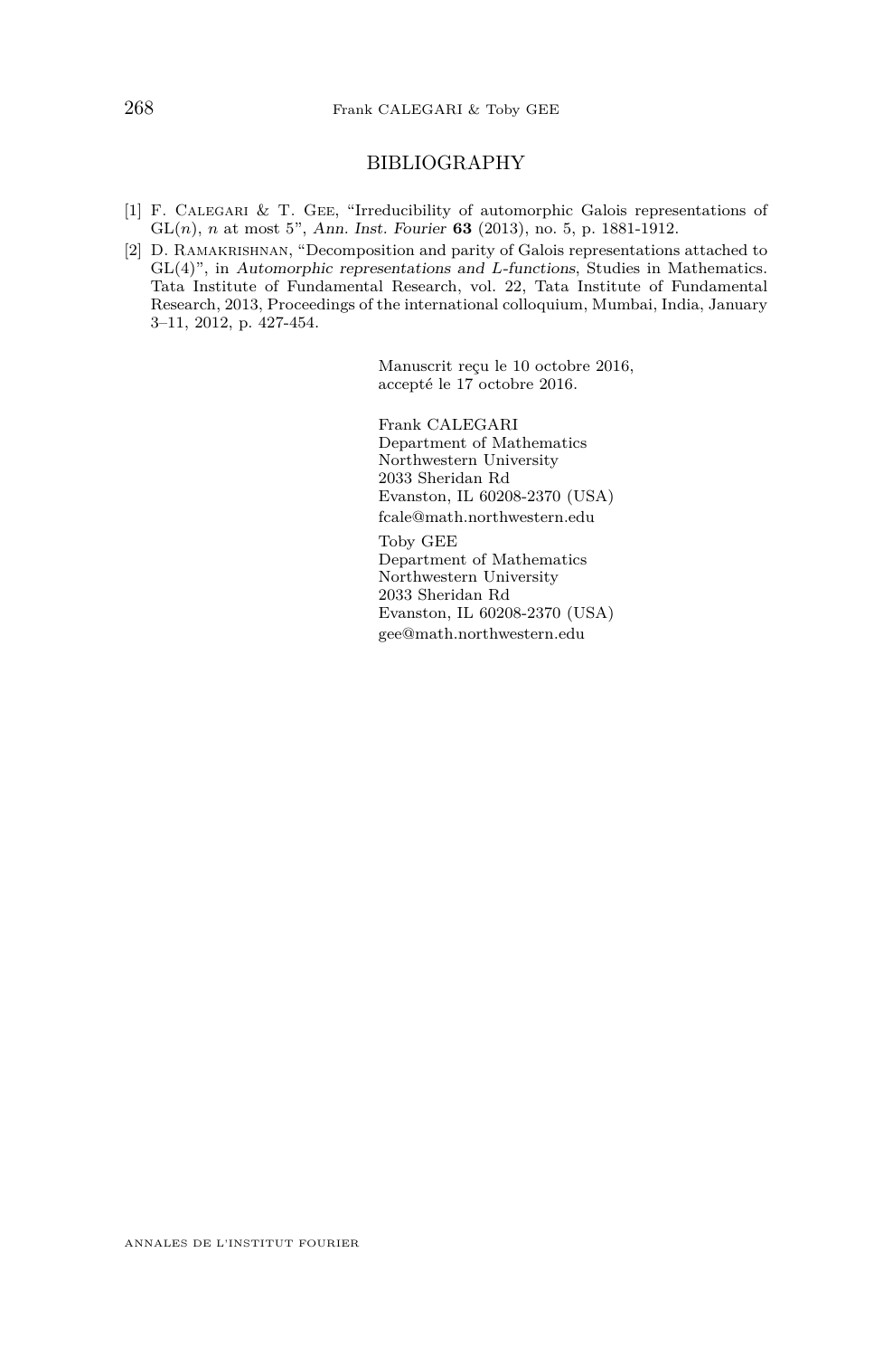## BIBLIOGRAPHY

[1] F. Calegari & T. Gee, "Irreducibility of automorphic Galois representations of $\mathrm{GL}(n)$, $n$ at most 5", *Ann. Inst. Fourier* **63** (2013), no. 5, p. 1881-1912.

[2] D. Ramakrishnan, "Decomposition and parity of Galois representations attached to $\mathrm{GL}(4)$", in *Automorphic representations and L-functions*, Studies in Mathematics. Tata Institute of Fundamental Research, vol. 22, Tata Institute of Fundamental Research, 2013, Proceedings of the international colloquium, Mumbai, India, January 3–11, 2012, p. 427-454.

Manuscrit reçu le 10 octobre 2016,
accepté le 17 octobre 2016.

Frank CALEGARI
Department of Mathematics
Northwestern University
2033 Sheridan Rd
Evanston, IL 60208-2370 (USA)
fcale@math.northwestern.edu

Toby GEE
Department of Mathematics
Northwestern University
2033 Sheridan Rd
Evanston, IL 60208-2370 (USA)
gee@math.northwestern.edu